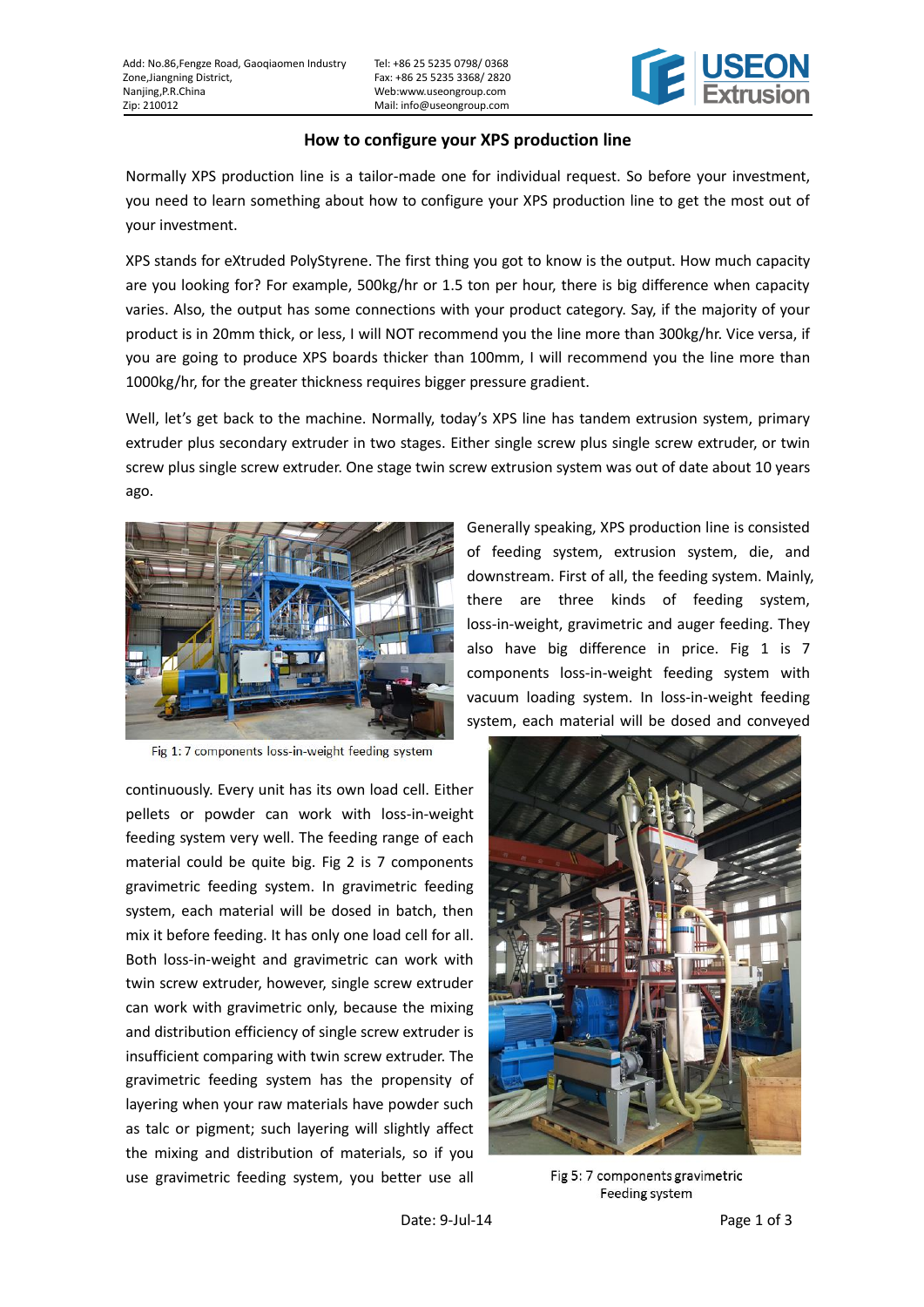## How to configure your XPS production line

Normally XPS production line is a tailor-made one for individual request. So before your investment, you need to learn something about how to configure your XPS production line to get the most out of your investment.

XPS stands for eXtruded PolyStyrene. The first thing you got to know is the output. How much capacity are you looking for? For example, 500kg/hr or 1.5 ton per hour, there is big difference when capacity varies. Also, the output has some connections with your product category. Say, if the majority of your product is in 20mm thick, or less, I will NOT recommend you the line more than 300kg/hr. Vice versa, if you are going to produce XPS boards thicker than 100mm, I will recommend you the line more than 1000kg/hr, for the greater thickness requires bigger pressure gradient.

Well, let's get back to the machine. Normally, today's XPS line has tandem extrusion system, primary extruder plus secondary extruder in two stages. Either single screw plus single screw extruder, or twin screw plus single screw extruder. One stage twin screw extrusion system was out of date about 10 years ago.

Fig 1: 7 components loss-in-weight feeding system

Generally speaking, XPS production line is consisted of feeding system, extrusion system, die, and downstream. First of all, the feeding system. Mainly, there are three kinds of feeding system, loss-in-weight, gravimetric and auger feeding. They also have big difference in price. Fig 1 is 7 components loss-in-weight feeding system with vacuum loading system. In loss-in-weight feeding system, each material will be dosed and conveyed continuously. Every unit has its own load cell. Either pellets or powder can work with loss-in-weight feeding system very well. The feeding range of each material could be quite big. Fig 2 is 7 components gravimetric feeding system. In gravimetric feeding system, each material will be dosed in batch, then mix it before feeding. It has only one load cell for all. Both loss-in-weight and gravimetric can work with twin screw extruder, however, single screw extruder can work with gravimetric only, because the mixing and distribution efficiency of single screw extruder is insufficient comparing with twin screw extruder. The gravimetric feeding system has the propensity of layering when your raw materials have powder such as talc or pigment; such layering will slightly affect the mixing and distribution of materials, so if you use gravimetric feeding system, you better use all

Fig 5: 7 components gravimetric Feeding system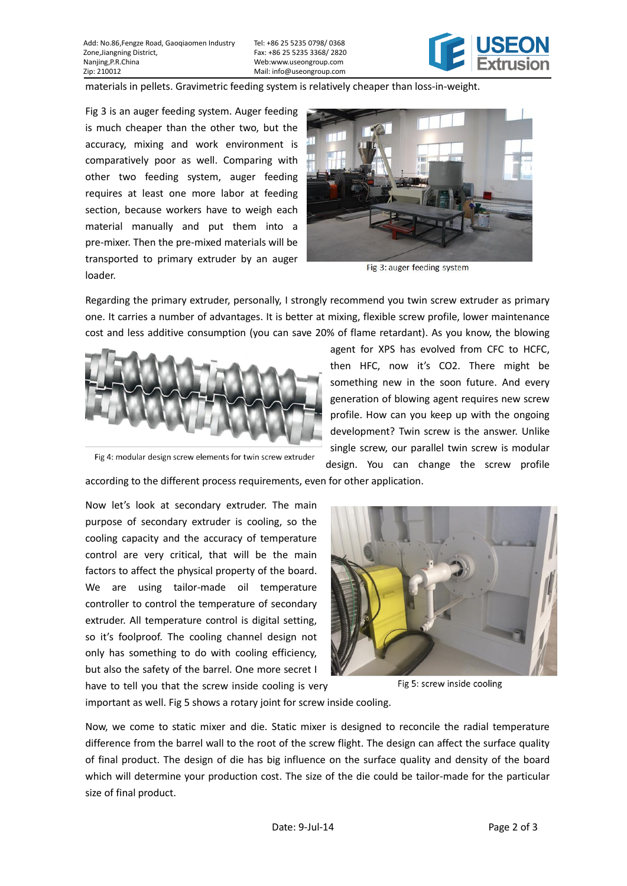materials in pellets. Gravimetric feeding system is relatively cheaper than loss-in-weight.

Fig 3 is an auger feeding system. Auger feeding is much cheaper than the other two, but the accuracy, mixing and work environment is comparatively poor as well. Comparing with other two feeding system, auger feeding requires at least one more labor at feeding section, because workers have to weigh each material manually and put them into a pre-mixer. Then the pre-mixed materials will be transported to primary extruder by an auger loader.

Fig 3: auger feeding system

Regarding the primary extruder, personally, I strongly recommend you twin screw extruder as primary one. It carries a number of advantages. It is better at mixing, flexible screw profile, lower maintenance cost and less additive consumption (you can save 20% of flame retardant). As you know, the blowing agent for XPS has evolved from CFC to HCFC, then HFC, now it's $CO_2$. There might be something new in the soon future. And every generation of blowing agent requires new screw profile. How can you keep up with the ongoing development? Twin screw is the answer. Unlike single screw, our parallel twin screw is modular design. You can change the screw profile according to the different process requirements, even for other application.

Fig 4: modular design screw elements for twin screw extruder

Now let's look at secondary extruder. The main purpose of secondary extruder is cooling, so the cooling capacity and the accuracy of temperature control are very critical, that will be the main factors to affect the physical property of the board. We are using tailor-made oil temperature controller to control the temperature of secondary extruder. All temperature control is digital setting, so it's foolproof. The cooling channel design not only has something to do with cooling efficiency, but also the safety of the barrel. One more secret I have to tell you that the screw inside cooling is very important as well. Fig 5 shows a rotary joint for screw inside cooling.

Fig 5: screw inside cooling

Now, we come to static mixer and die. Static mixer is designed to reconcile the radial temperature difference from the barrel wall to the root of the screw flight. The design can affect the surface quality of final product. The design of die has big influence on the surface quality and density of the board which will determine your production cost. The size of the die could be tailor-made for the particular size of final product.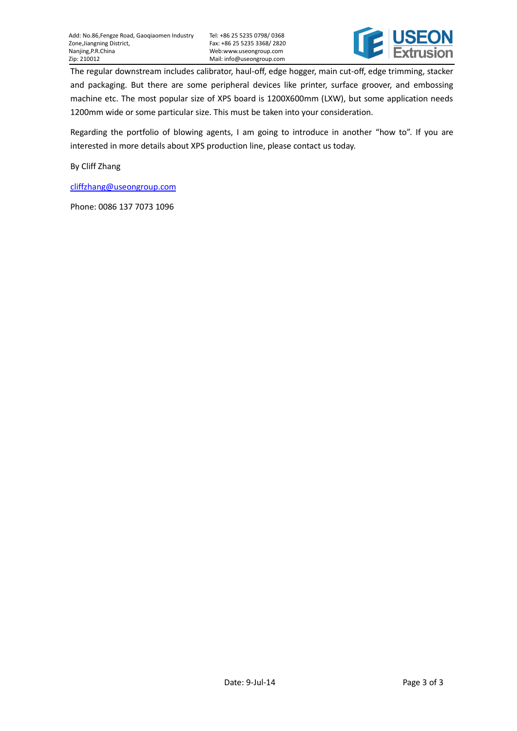The regular downstream includes calibrator, haul-off, edge hogger, main cut-off, edge trimming, stacker and packaging. But there are some peripheral devices like printer, surface groover, and embossing machine etc. The most popular size of XPS board is 1200X600mm (LXW), but some application needs 1200mm wide or some particular size. This must be taken into your consideration.

Regarding the portfolio of blowing agents, I am going to introduce in another "how to". If you are interested in more details about XPS production line, please contact us today.

By Cliff Zhang

cliffzhang@useongroup.com

Phone: 0086 137 7073 1096